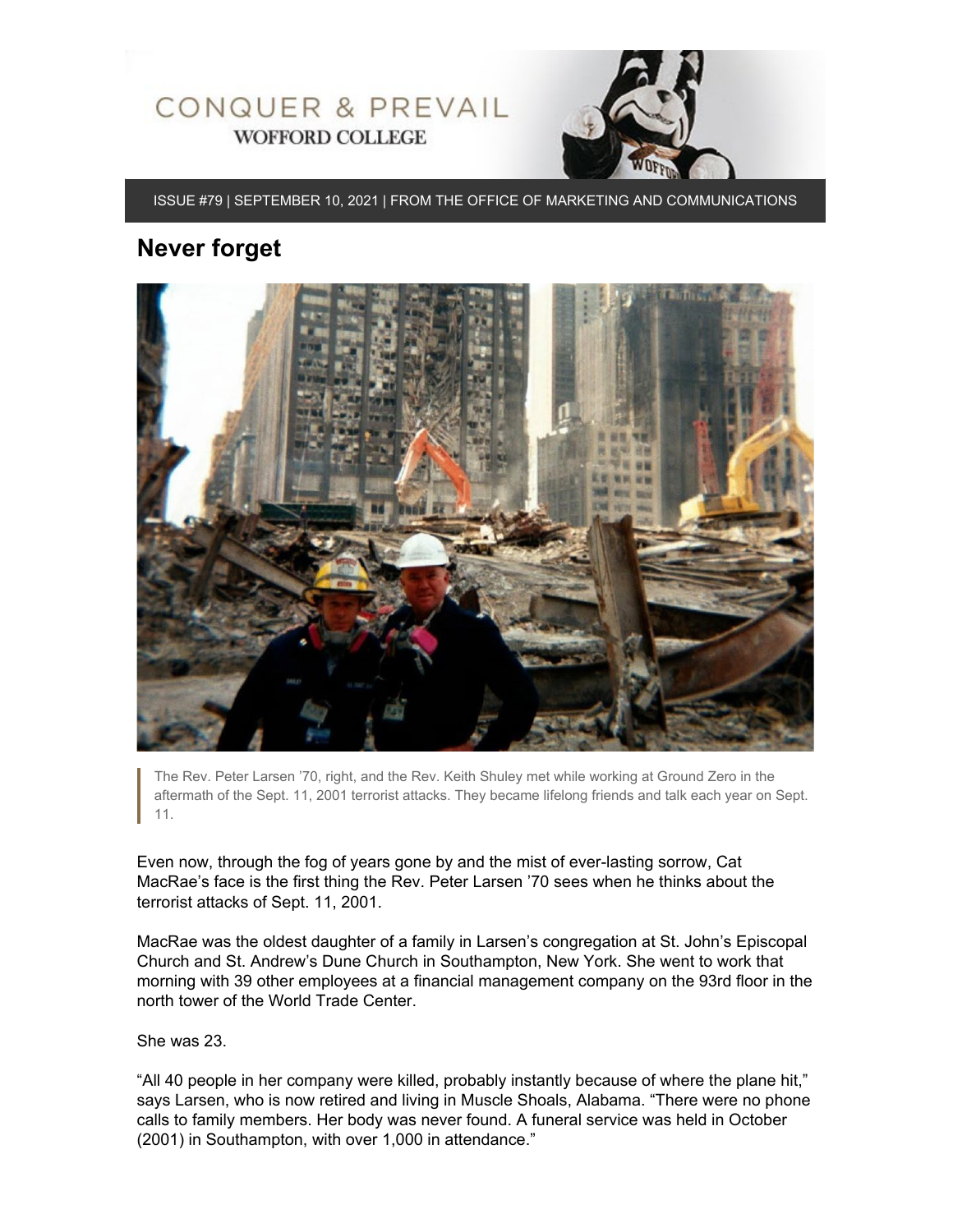CONQUER & PREVAIL
WOFFORD COLLEGE

ISSUE #79 | SEPTEMBER 10, 2021 | FROM THE OFFICE OF MARKETING AND COMMUNICATIONS

## Never forget

The Rev. Peter Larsen ’70, right, and the Rev. Keith Shuley met while working at Ground Zero in the aftermath of the Sept. 11, 2001 terrorist attacks. They became lifelong friends and talk each year on Sept. 11.

Even now, through the fog of years gone by and the mist of ever-lasting sorrow, Cat MacRae’s face is the first thing the Rev. Peter Larsen ’70 sees when he thinks about the terrorist attacks of Sept. 11, 2001.

MacRae was the oldest daughter of a family in Larsen’s congregation at St. John’s Episcopal Church and St. Andrew’s Dune Church in Southampton, New York. She went to work that morning with 39 other employees at a financial management company on the 93rd floor in the north tower of the World Trade Center.

She was 23.

“All 40 people in her company were killed, probably instantly because of where the plane hit,” says Larsen, who is now retired and living in Muscle Shoals, Alabama. “There were no phone calls to family members. Her body was never found. A funeral service was held in October (2001) in Southampton, with over 1,000 in attendance.”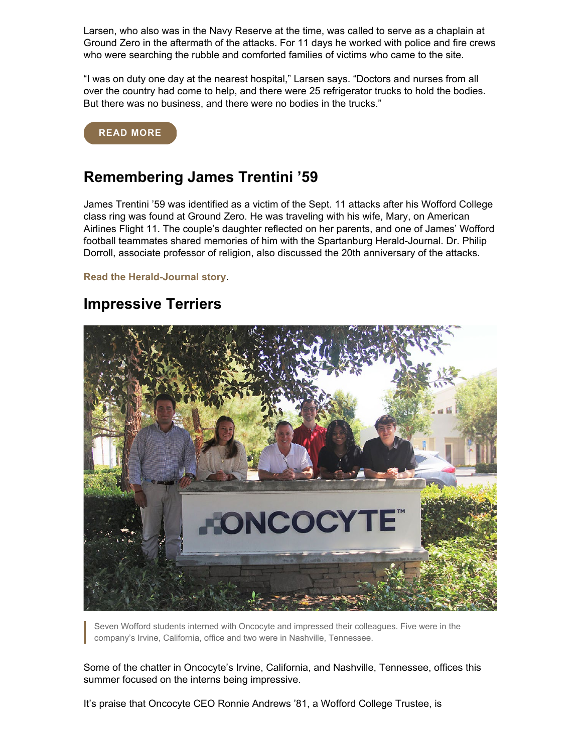Larsen, who also was in the Navy Reserve at the time, was called to serve as a chaplain at Ground Zero in the aftermath of the attacks. For 11 days he worked with police and fire crews who were searching the rubble and comforted families of victims who came to the site.

“I was on duty one day at the nearest hospital,” Larsen says. “Doctors and nurses from all over the country had come to help, and there were 25 refrigerator trucks to hold the bodies. But there was no business, and there were no bodies in the trucks.”

**READ MORE**

## Remembering James Trentini ’59

James Trentini ’59 was identified as a victim of the Sept. 11 attacks after his Wofford College class ring was found at Ground Zero. He was traveling with his wife, Mary, on American Airlines Flight 11. The couple’s daughter reflected on her parents, and one of James’ Wofford football teammates shared memories of him with the Spartanburg Herald-Journal. Dr. Philip Dorroll, associate professor of religion, also discussed the 20th anniversary of the attacks.

**Read the Herald-Journal story**.

## Impressive Terriers

> Seven Wofford students interned with Oncocyte and impressed their colleagues. Five were in the company’s Irvine, California, office and two were in Nashville, Tennessee.

Some of the chatter in Oncocyte’s Irvine, California, and Nashville, Tennessee, offices this summer focused on the interns being impressive.

It’s praise that Oncocyte CEO Ronnie Andrews ’81, a Wofford College Trustee, is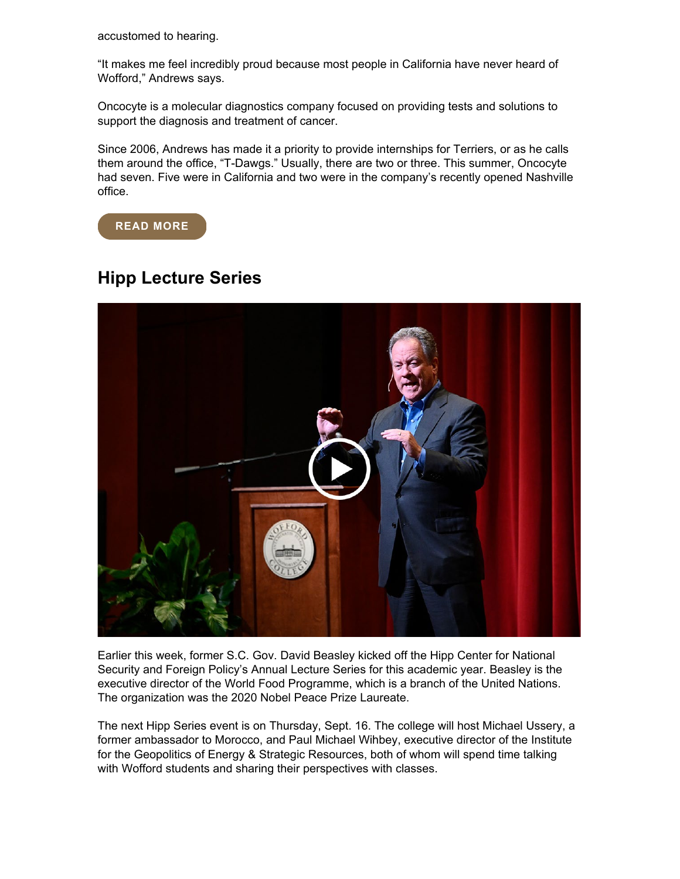accustomed to hearing.

"It makes me feel incredibly proud because most people in California have never heard of Wofford," Andrews says.

Oncocyte is a molecular diagnostics company focused on providing tests and solutions to support the diagnosis and treatment of cancer.

Since 2006, Andrews has made it a priority to provide internships for Terriers, or as he calls them around the office, "T-Dawgs." Usually, there are two or three. This summer, Oncocyte had seven. Five were in California and two were in the company's recently opened Nashville office.

READ MORE

## Hipp Lecture Series

Earlier this week, former S.C. Gov. David Beasley kicked off the Hipp Center for National Security and Foreign Policy's Annual Lecture Series for this academic year. Beasley is the executive director of the World Food Programme, which is a branch of the United Nations. The organization was the 2020 Nobel Peace Prize Laureate.

The next Hipp Series event is on Thursday, Sept. 16. The college will host Michael Ussery, a former ambassador to Morocco, and Paul Michael Wihbey, executive director of the Institute for the Geopolitics of Energy & Strategic Resources, both of whom will spend time talking with Wofford students and sharing their perspectives with classes.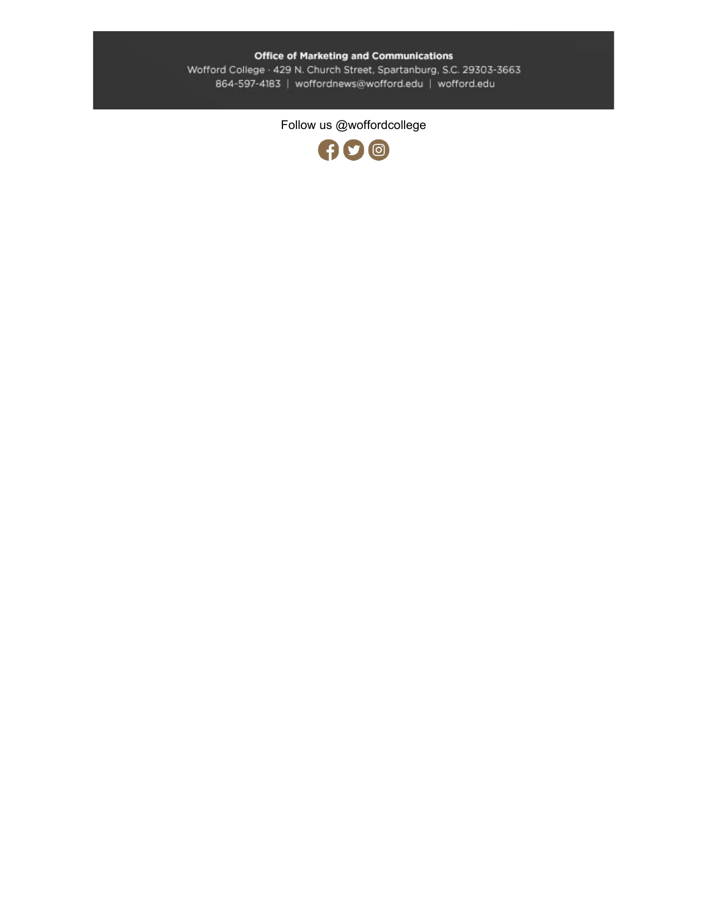**Office of Marketing and Communications**

Wofford College · 429 N. Church Street, Spartanburg, S.C. 29303-3663

864-597-4183 | woffordnews@wofford.edu | wofford.edu

Follow us @woffordcollege